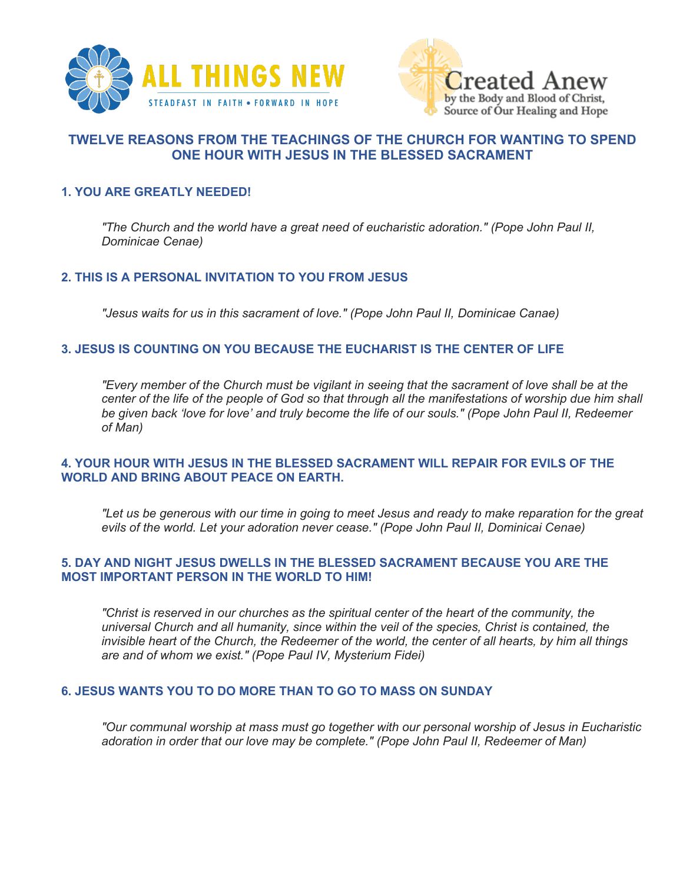ALL THINGS NEW

STEADFAST IN FAITH • FORWARD IN HOPE

Created Anew
by the Body and Blood of Christ,
Source of Our Healing and Hope

## TWELVE REASONS FROM THE TEACHINGS OF THE CHURCH FOR WANTING TO SPEND ONE HOUR WITH JESUS IN THE BLESSED SACRAMENT

### 1. YOU ARE GREATLY NEEDED!

> *"The Church and the world have a great need of eucharistic adoration." (Pope John Paul II, Dominicae Cenae)*

### 2. THIS IS A PERSONAL INVITATION TO YOU FROM JESUS

> *"Jesus waits for us in this sacrament of love." (Pope John Paul II, Dominicae Canae)*

### 3. JESUS IS COUNTING ON YOU BECAUSE THE EUCHARIST IS THE CENTER OF LIFE

> *"Every member of the Church must be vigilant in seeing that the sacrament of love shall be at the center of the life of the people of God so that through all the manifestations of worship due him shall be given back 'love for love' and truly become the life of our souls." (Pope John Paul II, Redeemer of Man)*

### 4. YOUR HOUR WITH JESUS IN THE BLESSED SACRAMENT WILL REPAIR FOR EVILS OF THE WORLD AND BRING ABOUT PEACE ON EARTH.

> *"Let us be generous with our time in going to meet Jesus and ready to make reparation for the great evils of the world. Let your adoration never cease." (Pope John Paul II, Dominicai Cenae)*

### 5. DAY AND NIGHT JESUS DWELLS IN THE BLESSED SACRAMENT BECAUSE YOU ARE THE MOST IMPORTANT PERSON IN THE WORLD TO HIM!

> *"Christ is reserved in our churches as the spiritual center of the heart of the community, the universal Church and all humanity, since within the veil of the species, Christ is contained, the invisible heart of the Church, the Redeemer of the world, the center of all hearts, by him all things are and of whom we exist." (Pope Paul IV, Mysterium Fidei)*

### 6. JESUS WANTS YOU TO DO MORE THAN TO GO TO MASS ON SUNDAY

> *"Our communal worship at mass must go together with our personal worship of Jesus in Eucharistic adoration in order that our love may be complete." (Pope John Paul II, Redeemer of Man)*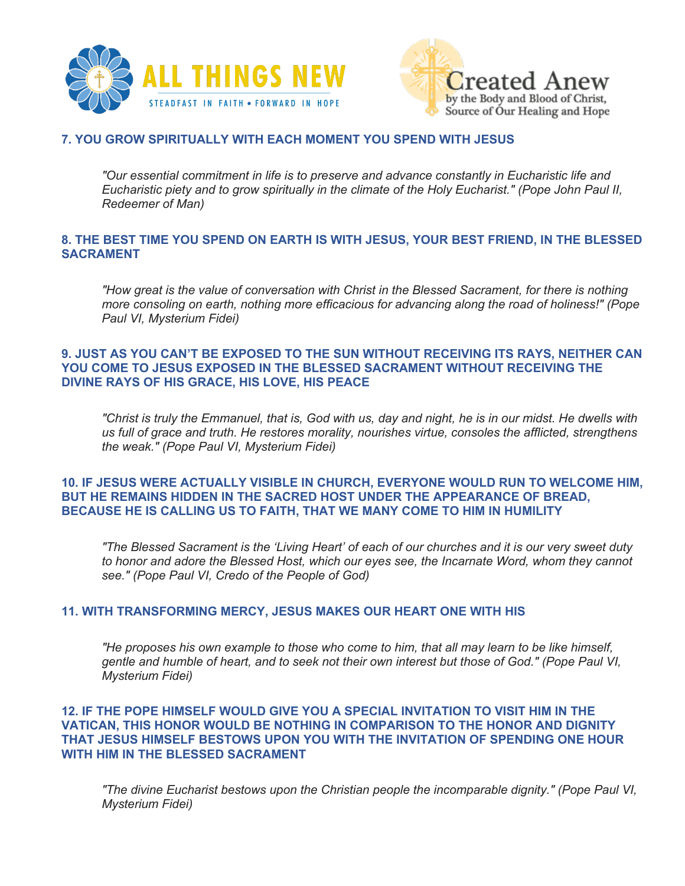**7. YOU GROW SPIRITUALLY WITH EACH MOMENT YOU SPEND WITH JESUS**

> *"Our essential commitment in life is to preserve and advance constantly in Eucharistic life and Eucharistic piety and to grow spiritually in the climate of the Holy Eucharist." (Pope John Paul II, Redeemer of Man)*

**8. THE BEST TIME YOU SPEND ON EARTH IS WITH JESUS, YOUR BEST FRIEND, IN THE BLESSED SACRAMENT**

> *"How great is the value of conversation with Christ in the Blessed Sacrament, for there is nothing more consoling on earth, nothing more efficacious for advancing along the road of holiness!" (Pope Paul VI, Mysterium Fidei)*

**9. JUST AS YOU CAN'T BE EXPOSED TO THE SUN WITHOUT RECEIVING ITS RAYS, NEITHER CAN YOU COME TO JESUS EXPOSED IN THE BLESSED SACRAMENT WITHOUT RECEIVING THE DIVINE RAYS OF HIS GRACE, HIS LOVE, HIS PEACE**

> *"Christ is truly the Emmanuel, that is, God with us, day and night, he is in our midst. He dwells with us full of grace and truth. He restores morality, nourishes virtue, consoles the afflicted, strengthens the weak." (Pope Paul VI, Mysterium Fidei)*

**10. IF JESUS WERE ACTUALLY VISIBLE IN CHURCH, EVERYONE WOULD RUN TO WELCOME HIM, BUT HE REMAINS HIDDEN IN THE SACRED HOST UNDER THE APPEARANCE OF BREAD, BECAUSE HE IS CALLING US TO FAITH, THAT WE MANY COME TO HIM IN HUMILITY**

> *"The Blessed Sacrament is the 'Living Heart' of each of our churches and it is our very sweet duty to honor and adore the Blessed Host, which our eyes see, the Incarnate Word, whom they cannot see." (Pope Paul VI, Credo of the People of God)*

**11. WITH TRANSFORMING MERCY, JESUS MAKES OUR HEART ONE WITH HIS**

> *"He proposes his own example to those who come to him, that all may learn to be like himself, gentle and humble of heart, and to seek not their own interest but those of God." (Pope Paul VI, Mysterium Fidei)*

**12. IF THE POPE HIMSELF WOULD GIVE YOU A SPECIAL INVITATION TO VISIT HIM IN THE VATICAN, THIS HONOR WOULD BE NOTHING IN COMPARISON TO THE HONOR AND DIGNITY THAT JESUS HIMSELF BESTOWS UPON YOU WITH THE INVITATION OF SPENDING ONE HOUR WITH HIM IN THE BLESSED SACRAMENT**

> *"The divine Eucharist bestows upon the Christian people the incomparable dignity." (Pope Paul VI, Mysterium Fidei)*